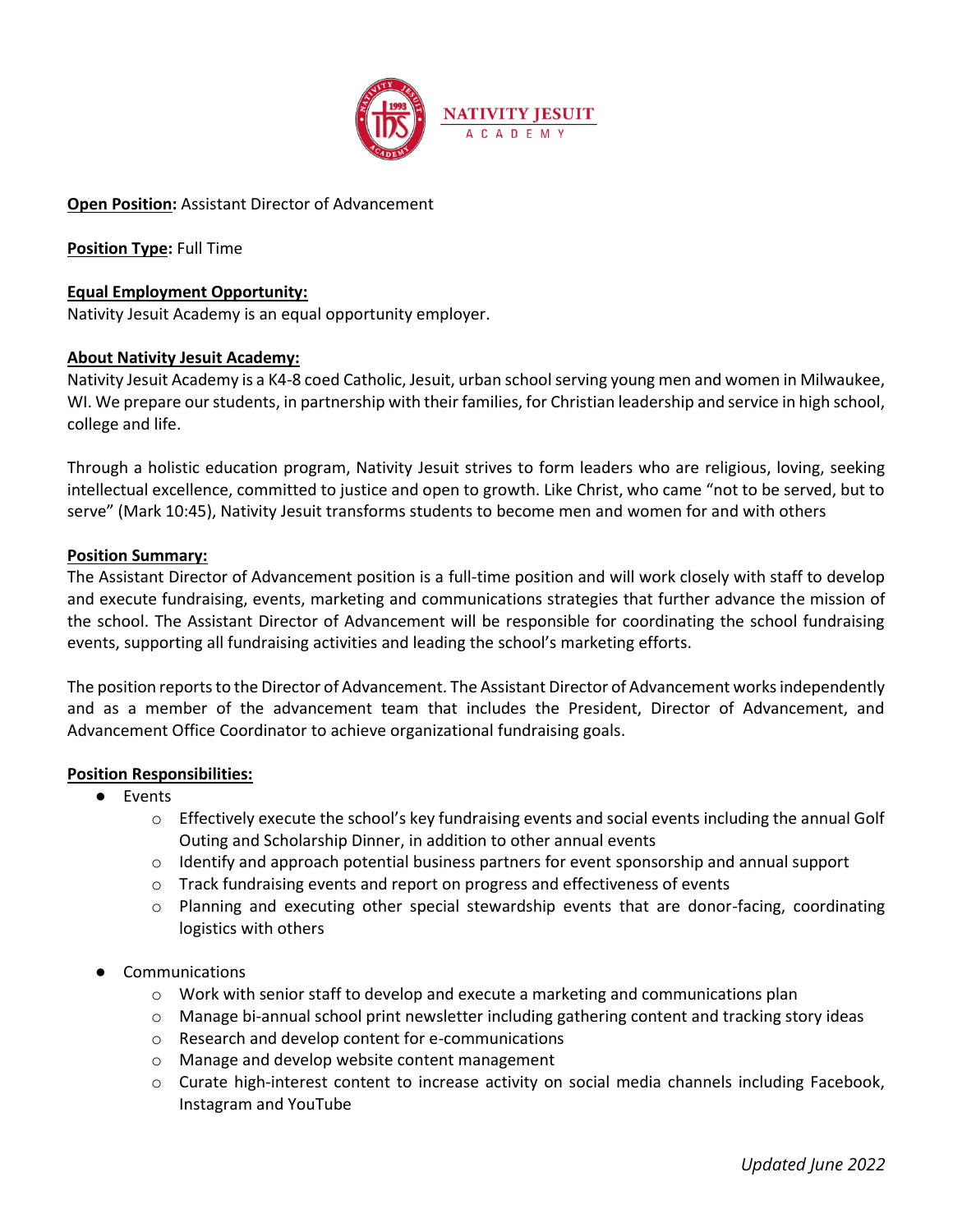NATIVITY JESUIT ACADEMY

**Open Position:** Assistant Director of Advancement

**Position Type:** Full Time

**Equal Employment Opportunity:**

Nativity Jesuit Academy is an equal opportunity employer.

**About Nativity Jesuit Academy:**

Nativity Jesuit Academy is a K4-8 coed Catholic, Jesuit, urban school serving young men and women in Milwaukee, WI. We prepare our students, in partnership with their families, for Christian leadership and service in high school, college and life.

Through a holistic education program, Nativity Jesuit strives to form leaders who are religious, loving, seeking intellectual excellence, committed to justice and open to growth. Like Christ, who came "not to be served, but to serve" (Mark 10:45), Nativity Jesuit transforms students to become men and women for and with others

**Position Summary:**

The Assistant Director of Advancement position is a full-time position and will work closely with staff to develop and execute fundraising, events, marketing and communications strategies that further advance the mission of the school. The Assistant Director of Advancement will be responsible for coordinating the school fundraising events, supporting all fundraising activities and leading the school's marketing efforts.

The position reports to the Director of Advancement. The Assistant Director of Advancement works independently and as a member of the advancement team that includes the President, Director of Advancement, and Advancement Office Coordinator to achieve organizational fundraising goals.

**Position Responsibilities:**

- Events
  - Effectively execute the school's key fundraising events and social events including the annual Golf Outing and Scholarship Dinner, in addition to other annual events
  - Identify and approach potential business partners for event sponsorship and annual support
  - Track fundraising events and report on progress and effectiveness of events
  - Planning and executing other special stewardship events that are donor-facing, coordinating logistics with others
- Communications
  - Work with senior staff to develop and execute a marketing and communications plan
  - Manage bi-annual school print newsletter including gathering content and tracking story ideas
  - Research and develop content for e-communications
  - Manage and develop website content management
  - Curate high-interest content to increase activity on social media channels including Facebook, Instagram and YouTube

*Updated June 2022*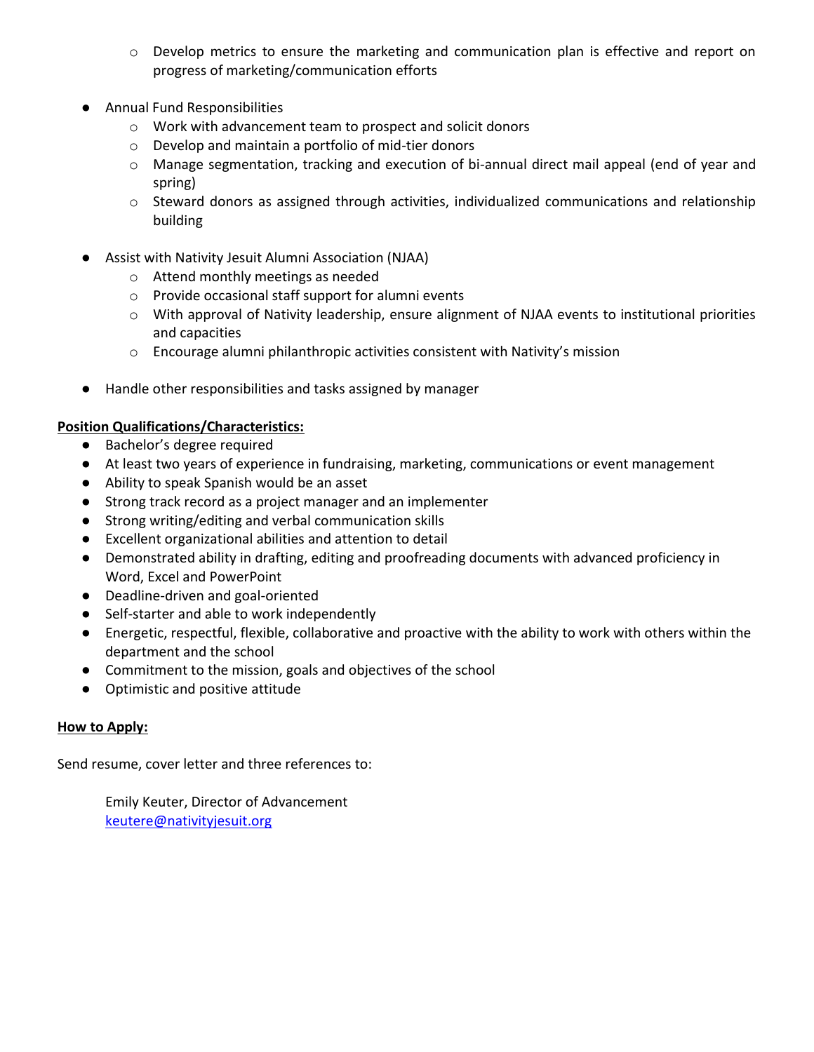- Develop metrics to ensure the marketing and communication plan is effective and report on progress of marketing/communication efforts

- Annual Fund Responsibilities
  - Work with advancement team to prospect and solicit donors
  - Develop and maintain a portfolio of mid-tier donors
  - Manage segmentation, tracking and execution of bi-annual direct mail appeal (end of year and spring)
  - Steward donors as assigned through activities, individualized communications and relationship building

- Assist with Nativity Jesuit Alumni Association (NJAA)
  - Attend monthly meetings as needed
  - Provide occasional staff support for alumni events
  - With approval of Nativity leadership, ensure alignment of NJAA events to institutional priorities and capacities
  - Encourage alumni philanthropic activities consistent with Nativity's mission

- Handle other responsibilities and tasks assigned by manager

**Position Qualifications/Characteristics:**

- Bachelor's degree required
- At least two years of experience in fundraising, marketing, communications or event management
- Ability to speak Spanish would be an asset
- Strong track record as a project manager and an implementer
- Strong writing/editing and verbal communication skills
- Excellent organizational abilities and attention to detail
- Demonstrated ability in drafting, editing and proofreading documents with advanced proficiency in Word, Excel and PowerPoint
- Deadline-driven and goal-oriented
- Self-starter and able to work independently
- Energetic, respectful, flexible, collaborative and proactive with the ability to work with others within the department and the school
- Commitment to the mission, goals and objectives of the school
- Optimistic and positive attitude

**How to Apply:**

Send resume, cover letter and three references to:

Emily Keuter, Director of Advancement
keutere@nativityjesuit.org